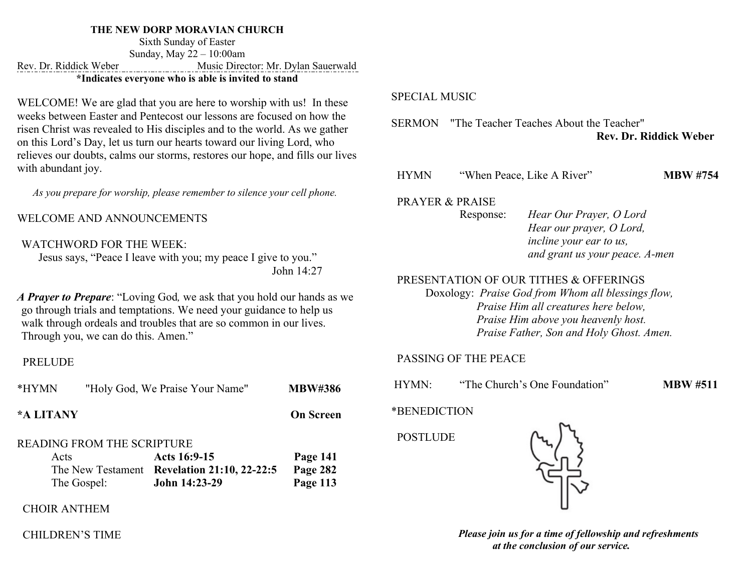# THE NEW DORP MORAVIAN CHURCH

Sixth Sunday of Easter
Sunday, May 22 – 10:00am

Rev. Dr. Riddick Weber — Music Director: Mr. Dylan Sauerwald

**\*Indicates everyone who is able is invited to stand**

WELCOME! We are glad that you are here to worship with us! In these weeks between Easter and Pentecost our lessons are focused on how the risen Christ was revealed to His disciples and to the world. As we gather on this Lord's Day, let us turn our hearts toward our living Lord, who relieves our doubts, calms our storms, restores our hope, and fills our lives with abundant joy.

*As you prepare for worship, please remember to silence your cell phone.*

WELCOME AND ANNOUNCEMENTS

WATCHWORD FOR THE WEEK:
Jesus says, "Peace I leave with you; my peace I give to you."
John 14:27

***A Prayer to Prepare***: "Loving God*,* we ask that you hold our hands as we go through trials and temptations. We need your guidance to help us walk through ordeals and troubles that are so common in our lives. Through you, we can do this. Amen."

PRELUDE

*HYMN "Holy God, We Praise Your Name" **MBW#386**

***A LITANY** **On Screen**

READING FROM THE SCRIPTURE

| | | |
|---|---|---|
| Acts | **Acts 16:9-15** | **Page 141** |
| The New Testament | **Revelation 21:10, 22-22:5** | **Page 282** |
| The Gospel: | **John 14:23-29** | **Page 113** |

CHOIR ANTHEM

CHILDREN'S TIME

SPECIAL MUSIC

SERMON "The Teacher Teaches About the Teacher"
**Rev. Dr. Riddick Weber**

HYMN "When Peace, Like A River" **MBW #754**

PRAYER & PRAISE
Response: *Hear Our Prayer, O Lord*
*Hear our prayer, O Lord,*
*incline your ear to us,*
*and grant us your peace. A-men*

PRESENTATION OF OUR TITHES & OFFERINGS
Doxology: *Praise God from Whom all blessings flow,*
*Praise Him all creatures here below,*
*Praise Him above you heavenly host.*
*Praise Father, Son and Holy Ghost. Amen.*

PASSING OF THE PEACE

HYMN: "The Church's One Foundation" **MBW #511**

*BENEDICTION

POSTLUDE

***Please join us for a time of fellowship and refreshments at the conclusion of our service.***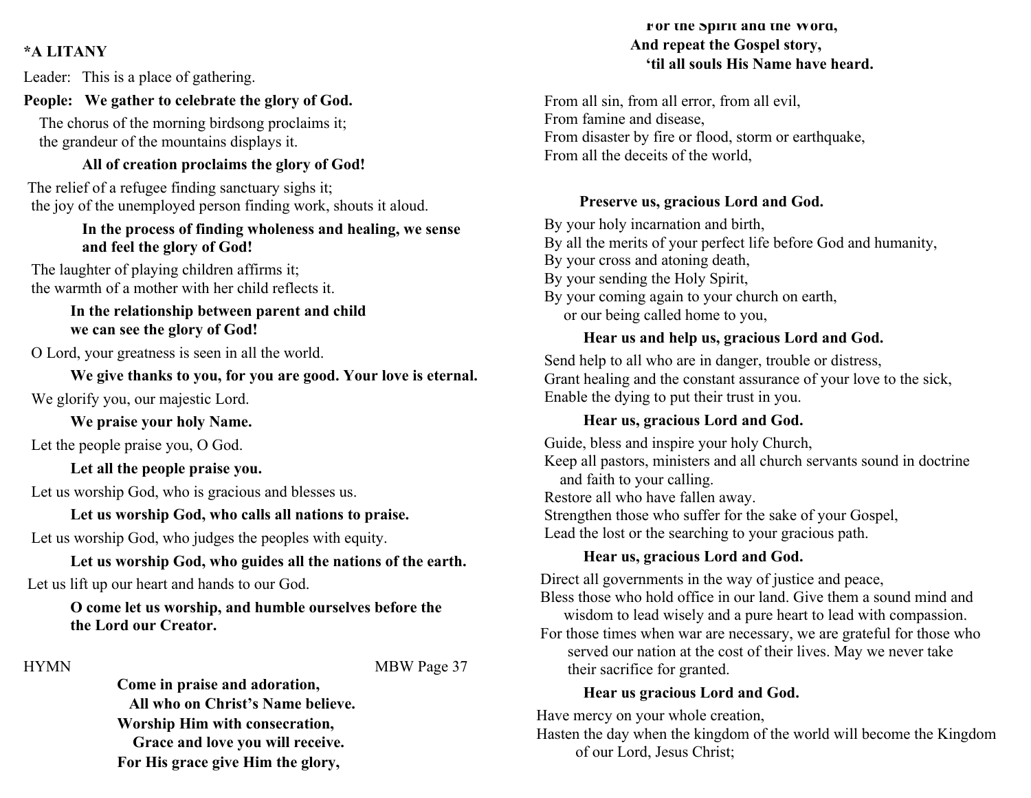**\*A LITANY**

Leader: This is a place of gathering.

**People: We gather to celebrate the glory of God.**

The chorus of the morning birdsong proclaims it;
the grandeur of the mountains displays it.

**All of creation proclaims the glory of God!**

The relief of a refugee finding sanctuary sighs it;
the joy of the unemployed person finding work, shouts it aloud.

**In the process of finding wholeness and healing, we sense and feel the glory of God!**

The laughter of playing children affirms it;
the warmth of a mother with her child reflects it.

**In the relationship between parent and child we can see the glory of God!**

O Lord, your greatness is seen in all the world.

**We give thanks to you, for you are good. Your love is eternal.**

We glorify you, our majestic Lord.

**We praise your holy Name.**

Let the people praise you, O God.

**Let all the people praise you.**

Let us worship God, who is gracious and blesses us.

**Let us worship God, who calls all nations to praise.**

Let us worship God, who judges the peoples with equity.

**Let us worship God, who guides all the nations of the earth.**

Let us lift up our heart and hands to our God.

**O come let us worship, and humble ourselves before the the Lord our Creator.**

HYMN MBW Page 37

**Come in praise and adoration,**
**All who on Christ's Name believe.**
**Worship Him with consecration,**
**Grace and love you will receive.**
**For His grace give Him the glory,**
**For the Spirit and the Word,**
**And repeat the Gospel story,**
**'til all souls His Name have heard.**

From all sin, from all error, from all evil,
From famine and disease,
From disaster by fire or flood, storm or earthquake,
From all the deceits of the world,

**Preserve us, gracious Lord and God.**

By your holy incarnation and birth,
By all the merits of your perfect life before God and humanity,
By your cross and atoning death,
By your sending the Holy Spirit,
By your coming again to your church on earth,
or our being called home to you,

**Hear us and help us, gracious Lord and God.**

Send help to all who are in danger, trouble or distress,
Grant healing and the constant assurance of your love to the sick,
Enable the dying to put their trust in you.

**Hear us, gracious Lord and God.**

Guide, bless and inspire your holy Church,
Keep all pastors, ministers and all church servants sound in doctrine and faith to your calling.
Restore all who have fallen away.
Strengthen those who suffer for the sake of your Gospel,
Lead the lost or the searching to your gracious path.

**Hear us, gracious Lord and God.**

Direct all governments in the way of justice and peace,
Bless those who hold office in our land. Give them a sound mind and wisdom to lead wisely and a pure heart to lead with compassion.
For those times when war are necessary, we are grateful for those who served our nation at the cost of their lives. May we never take their sacrifice for granted.

**Hear us gracious Lord and God.**

Have mercy on your whole creation,
Hasten the day when the kingdom of the world will become the Kingdom of our Lord, Jesus Christ;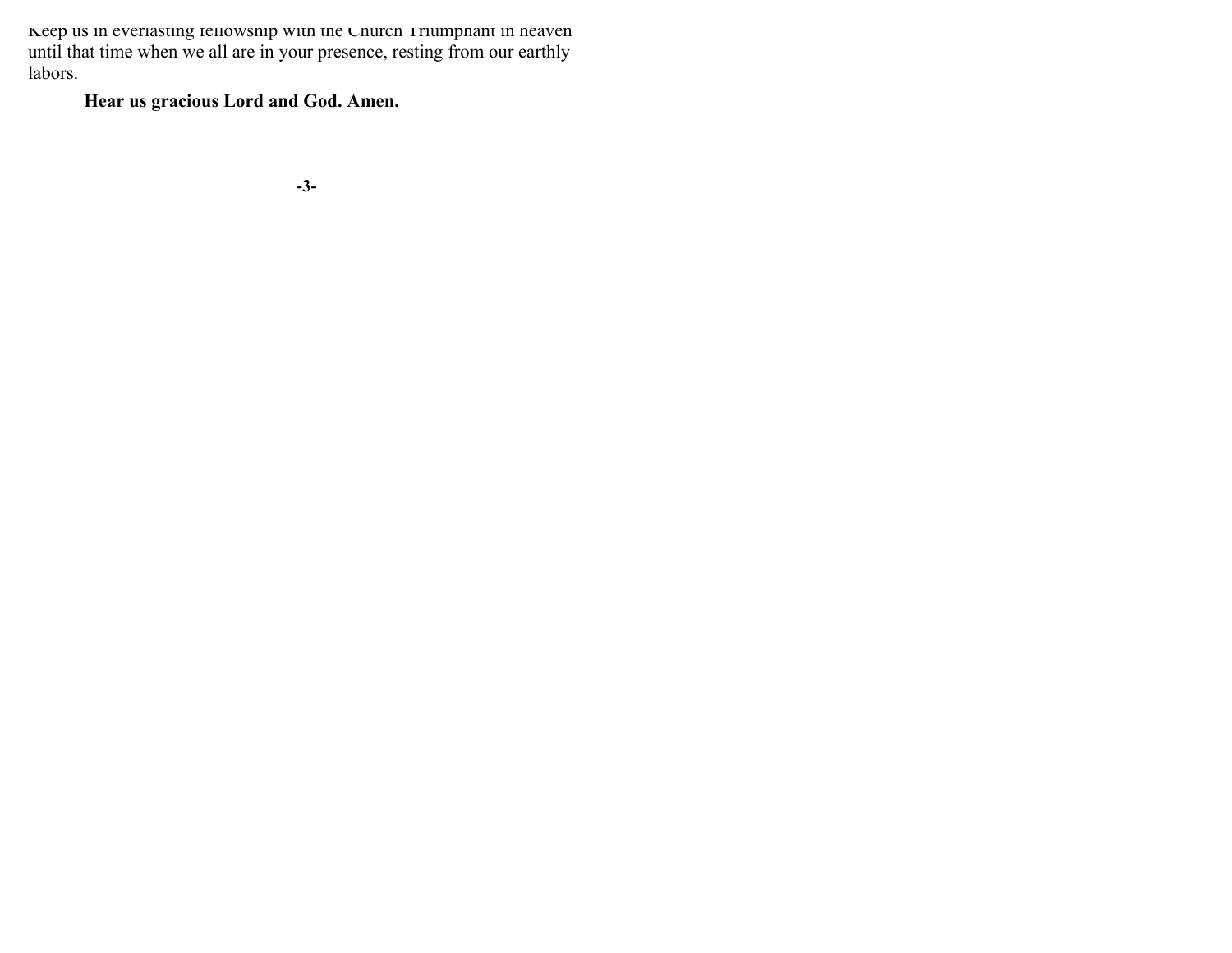Keep us in everlasting fellowship with the Church Triumphant in heaven until that time when we all are in your presence, resting from our earthly labors.

**Hear us gracious Lord and God. Amen.**